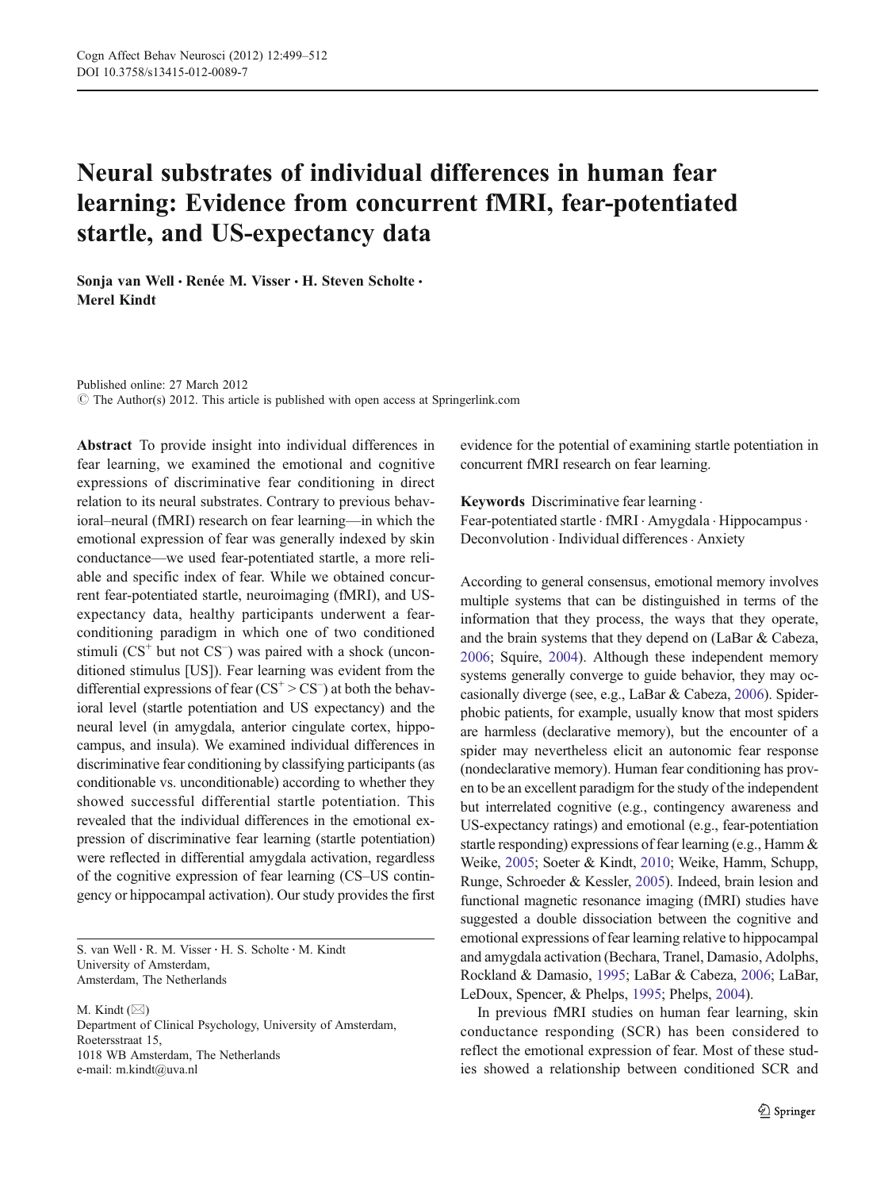# Neural substrates of individual differences in human fear learning: Evidence from concurrent fMRI, fear-potentiated startle, and US-expectancy data

**Sonja van Well · Renée M. Visser · H. Steven Scholte · Merel Kindt**

Published online: 27 March 2012
© The Author(s) 2012. This article is published with open access at Springerlink.com

**Abstract** To provide insight into individual differences in fear learning, we examined the emotional and cognitive expressions of discriminative fear conditioning in direct relation to its neural substrates. Contrary to previous behavioral–neural (fMRI) research on fear learning—in which the emotional expression of fear was generally indexed by skin conductance—we used fear-potentiated startle, a more reliable and specific index of fear. While we obtained concurrent fear-potentiated startle, neuroimaging (fMRI), and US-expectancy data, healthy participants underwent a fear-conditioning paradigm in which one of two conditioned stimuli ($CS^+$ but not $CS^–$) was paired with a shock (unconditioned stimulus [US]). Fear learning was evident from the differential expressions of fear ($CS^+ > CS^–$) at both the behavioral level (startle potentiation and US expectancy) and the neural level (in amygdala, anterior cingulate cortex, hippocampus, and insula). We examined individual differences in discriminative fear conditioning by classifying participants (as conditionable vs. unconditionable) according to whether they showed successful differential startle potentiation. This revealed that the individual differences in the emotional expression of discriminative fear learning (startle potentiation) were reflected in differential amygdala activation, regardless of the cognitive expression of fear learning (CS–US contingency or hippocampal activation). Our study provides the first evidence for the potential of examining startle potentiation in concurrent fMRI research on fear learning.

**Keywords** Discriminative fear learning · Fear-potentiated startle · fMRI · Amygdala · Hippocampus · Deconvolution · Individual differences · Anxiety

S. van Well · R. M. Visser · H. S. Scholte · M. Kindt
University of Amsterdam,
Amsterdam, The Netherlands

M. Kindt (✉)
Department of Clinical Psychology, University of Amsterdam,
Roetersstraat 15,
1018 WB Amsterdam, The Netherlands
e-mail: m.kindt@uva.nl

According to general consensus, emotional memory involves multiple systems that can be distinguished in terms of the information that they process, the ways that they operate, and the brain systems that they depend on (LaBar & Cabeza, 2006; Squire, 2004). Although these independent memory systems generally converge to guide behavior, they may occasionally diverge (see, e.g., LaBar & Cabeza, 2006). Spider-phobic patients, for example, usually know that most spiders are harmless (declarative memory), but the encounter of a spider may nevertheless elicit an autonomic fear response (nondeclarative memory). Human fear conditioning has proven to be an excellent paradigm for the study of the independent but interrelated cognitive (e.g., contingency awareness and US-expectancy ratings) and emotional (e.g., fear-potentiation startle responding) expressions of fear learning (e.g., Hamm & Weike, 2005; Soeter & Kindt, 2010; Weike, Hamm, Schupp, Runge, Schroeder & Kessler, 2005). Indeed, brain lesion and functional magnetic resonance imaging (fMRI) studies have suggested a double dissociation between the cognitive and emotional expressions of fear learning relative to hippocampal and amygdala activation (Bechara, Tranel, Damasio, Adolphs, Rockland & Damasio, 1995; LaBar & Cabeza, 2006; LaBar, LeDoux, Spencer, & Phelps, 1995; Phelps, 2004).

In previous fMRI studies on human fear learning, skin conductance responding (SCR) has been considered to reflect the emotional expression of fear. Most of these studies showed a relationship between conditioned SCR and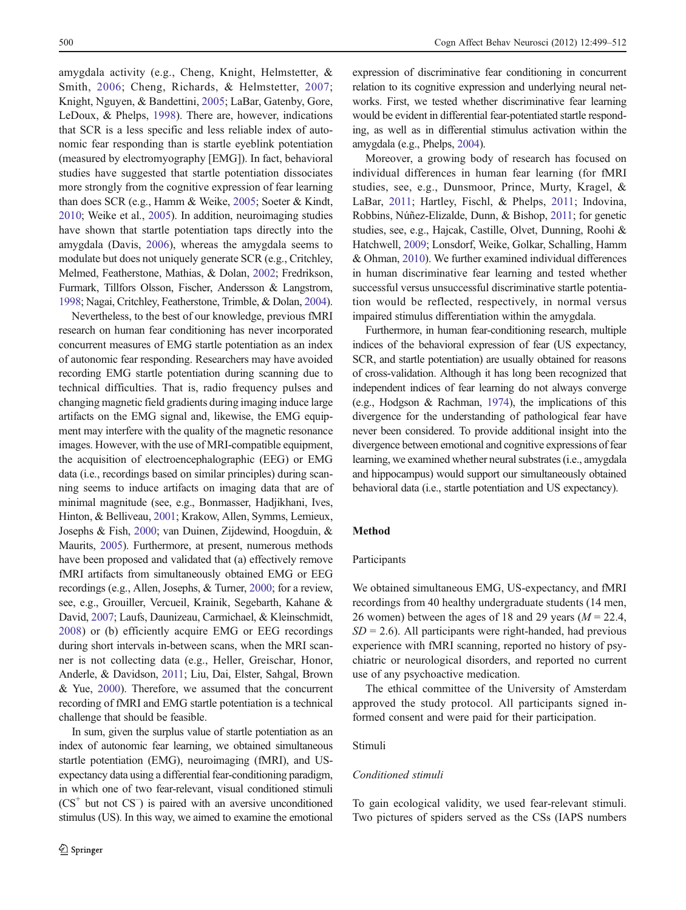amygdala activity (e.g., Cheng, Knight, Helmstetter, & Smith, 2006; Cheng, Richards, & Helmstetter, 2007; Knight, Nguyen, & Bandettini, 2005; LaBar, Gatenby, Gore, LeDoux, & Phelps, 1998). There are, however, indications that SCR is a less specific and less reliable index of autonomic fear responding than is startle eyeblink potentiation (measured by electromyography [EMG]). In fact, behavioral studies have suggested that startle potentiation dissociates more strongly from the cognitive expression of fear learning than does SCR (e.g., Hamm & Weike, 2005; Soeter & Kindt, 2010; Weike et al., 2005). In addition, neuroimaging studies have shown that startle potentiation taps directly into the amygdala (Davis, 2006), whereas the amygdala seems to modulate but does not uniquely generate SCR (e.g., Critchley, Melmed, Featherstone, Mathias, & Dolan, 2002; Fredrikson, Furmark, Tillfors Olsson, Fischer, Andersson & Langstrom, 1998; Nagai, Critchley, Featherstone, Trimble, & Dolan, 2004).

Nevertheless, to the best of our knowledge, previous fMRI research on human fear conditioning has never incorporated concurrent measures of EMG startle potentiation as an index of autonomic fear responding. Researchers may have avoided recording EMG startle potentiation during scanning due to technical difficulties. That is, radio frequency pulses and changing magnetic field gradients during imaging induce large artifacts on the EMG signal and, likewise, the EMG equipment may interfere with the quality of the magnetic resonance images. However, with the use of MRI-compatible equipment, the acquisition of electroencephalographic (EEG) or EMG data (i.e., recordings based on similar principles) during scanning seems to induce artifacts on imaging data that are of minimal magnitude (see, e.g., Bonmasser, Hadjikhani, Ives, Hinton, & Belliveau, 2001; Krakow, Allen, Symms, Lemieux, Josephs & Fish, 2000; van Duinen, Zijdewind, Hoogduin, & Maurits, 2005). Furthermore, at present, numerous methods have been proposed and validated that (a) effectively remove fMRI artifacts from simultaneously obtained EMG or EEG recordings (e.g., Allen, Josephs, & Turner, 2000; for a review, see, e.g., Grouiller, Vercueil, Krainik, Segebarth, Kahane & David, 2007; Laufs, Daunizeau, Carmichael, & Kleinschmidt, 2008) or (b) efficiently acquire EMG or EEG recordings during short intervals in-between scans, when the MRI scanner is not collecting data (e.g., Heller, Greischar, Honor, Anderle, & Davidson, 2011; Liu, Dai, Elster, Sahgal, Brown & Yue, 2000). Therefore, we assumed that the concurrent recording of fMRI and EMG startle potentiation is a technical challenge that should be feasible.

In sum, given the surplus value of startle potentiation as an index of autonomic fear learning, we obtained simultaneous startle potentiation (EMG), neuroimaging (fMRI), and US-expectancy data using a differential fear-conditioning paradigm, in which one of two fear-relevant, visual conditioned stimuli ($CS^+$ but not $CS^-$) is paired with an aversive unconditioned stimulus (US). In this way, we aimed to examine the emotional expression of discriminative fear conditioning in concurrent relation to its cognitive expression and underlying neural networks. First, we tested whether discriminative fear learning would be evident in differential fear-potentiated startle responding, as well as in differential stimulus activation within the amygdala (e.g., Phelps, 2004).

Moreover, a growing body of research has focused on individual differences in human fear learning (for fMRI studies, see, e.g., Dunsmoor, Prince, Murty, Kragel, & LaBar, 2011; Hartley, Fischl, & Phelps, 2011; Indovina, Robbins, Núñez-Elizalde, Dunn, & Bishop, 2011; for genetic studies, see, e.g., Hajcak, Castille, Olvet, Dunning, Roohi & Hatchwell, 2009; Lonsdorf, Weike, Golkar, Schalling, Hamm & Ohman, 2010). We further examined individual differences in human discriminative fear learning and tested whether successful versus unsuccessful discriminative startle potentiation would be reflected, respectively, in normal versus impaired stimulus differentiation within the amygdala.

Furthermore, in human fear-conditioning research, multiple indices of the behavioral expression of fear (US expectancy, SCR, and startle potentiation) are usually obtained for reasons of cross-validation. Although it has long been recognized that independent indices of fear learning do not always converge (e.g., Hodgson & Rachman, 1974), the implications of this divergence for the understanding of pathological fear have never been considered. To provide additional insight into the divergence between emotional and cognitive expressions of fear learning, we examined whether neural substrates (i.e., amygdala and hippocampus) would support our simultaneously obtained behavioral data (i.e., startle potentiation and US expectancy).

## Method

### Participants

We obtained simultaneous EMG, US-expectancy, and fMRI recordings from 40 healthy undergraduate students (14 men, 26 women) between the ages of 18 and 29 years ($M = 22.4$, $SD = 2.6$). All participants were right-handed, had previous experience with fMRI scanning, reported no history of psychiatric or neurological disorders, and reported no current use of any psychoactive medication.

The ethical committee of the University of Amsterdam approved the study protocol. All participants signed informed consent and were paid for their participation.

### Stimuli

#### *Conditioned stimuli*

To gain ecological validity, we used fear-relevant stimuli. Two pictures of spiders served as the CSs (IAPS numbers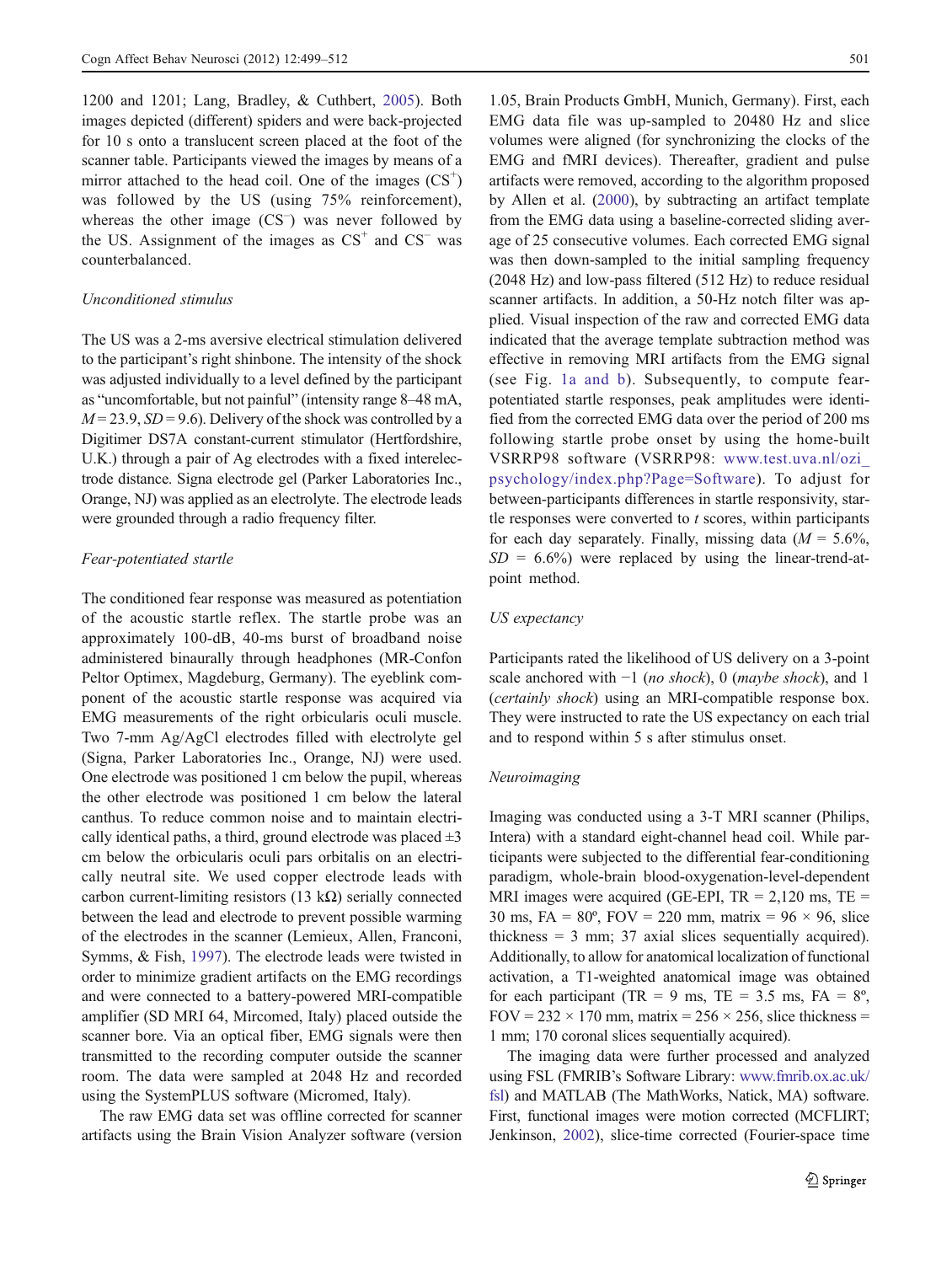1200 and 1201; Lang, Bradley, & Cuthbert, 2005). Both images depicted (different) spiders and were back-projected for 10 s onto a translucent screen placed at the foot of the scanner table. Participants viewed the images by means of a mirror attached to the head coil. One of the images ($CS^+$) was followed by the US (using 75% reinforcement), whereas the other image ($CS^-$) was never followed by the US. Assignment of the images as $CS^+$ and $CS^-$ was counterbalanced.

*Unconditioned stimulus*

The US was a 2-ms aversive electrical stimulation delivered to the participant's right shinbone. The intensity of the shock was adjusted individually to a level defined by the participant as "uncomfortable, but not painful" (intensity range 8–48 mA, $M = 23.9$, $SD = 9.6$). Delivery of the shock was controlled by a Digitimer DS7A constant-current stimulator (Hertfordshire, U.K.) through a pair of Ag electrodes with a fixed interelectrode distance. Signa electrode gel (Parker Laboratories Inc., Orange, NJ) was applied as an electrolyte. The electrode leads were grounded through a radio frequency filter.

*Fear-potentiated startle*

The conditioned fear response was measured as potentiation of the acoustic startle reflex. The startle probe was an approximately 100-dB, 40-ms burst of broadband noise administered binaurally through headphones (MR-Confon Peltor Optimex, Magdeburg, Germany). The eyeblink component of the acoustic startle response was acquired via EMG measurements of the right orbicularis oculi muscle. Two 7-mm Ag/AgCl electrodes filled with electrolyte gel (Signa, Parker Laboratories Inc., Orange, NJ) were used. One electrode was positioned 1 cm below the pupil, whereas the other electrode was positioned 1 cm below the lateral canthus. To reduce common noise and to maintain electrically identical paths, a third, ground electrode was placed ±3 cm below the orbicularis oculi pars orbitalis on an electrically neutral site. We used copper electrode leads with carbon current-limiting resistors (13 kΩ) serially connected between the lead and electrode to prevent possible warming of the electrodes in the scanner (Lemieux, Allen, Franconi, Symms, & Fish, 1997). The electrode leads were twisted in order to minimize gradient artifacts on the EMG recordings and were connected to a battery-powered MRI-compatible amplifier (SD MRI 64, Mircomed, Italy) placed outside the scanner bore. Via an optical fiber, EMG signals were then transmitted to the recording computer outside the scanner room. The data were sampled at 2048 Hz and recorded using the SystemPLUS software (Micromed, Italy).

The raw EMG data set was offline corrected for scanner artifacts using the Brain Vision Analyzer software (version 1.05, Brain Products GmbH, Munich, Germany). First, each EMG data file was up-sampled to 20480 Hz and slice volumes were aligned (for synchronizing the clocks of the EMG and fMRI devices). Thereafter, gradient and pulse artifacts were removed, according to the algorithm proposed by Allen et al. (2000), by subtracting an artifact template from the EMG data using a baseline-corrected sliding average of 25 consecutive volumes. Each corrected EMG signal was then down-sampled to the initial sampling frequency (2048 Hz) and low-pass filtered (512 Hz) to reduce residual scanner artifacts. In addition, a 50-Hz notch filter was applied. Visual inspection of the raw and corrected EMG data indicated that the average template subtraction method was effective in removing MRI artifacts from the EMG signal (see Fig. 1a and b). Subsequently, to compute fear-potentiated startle responses, peak amplitudes were identified from the corrected EMG data over the period of 200 ms following startle probe onset by using the home-built VSRRP98 software (VSRRP98: www.test.uva.nl/ozi_psychology/index.php?Page=Software). To adjust for between-participants differences in startle responsivity, startle responses were converted to *t* scores, within participants for each day separately. Finally, missing data ($M = 5.6\%$, $SD = 6.6\%$) were replaced by using the linear-trend-at-point method.

*US expectancy*

Participants rated the likelihood of US delivery on a 3-point scale anchored with −1 (*no shock*), 0 (*maybe shock*), and 1 (*certainly shock*) using an MRI-compatible response box. They were instructed to rate the US expectancy on each trial and to respond within 5 s after stimulus onset.

*Neuroimaging*

Imaging was conducted using a 3-T MRI scanner (Philips, Intera) with a standard eight-channel head coil. While participants were subjected to the differential fear-conditioning paradigm, whole-brain blood-oxygenation-level-dependent MRI images were acquired (GE-EPI, TR = 2,120 ms, TE = 30 ms, FA = 80º, FOV = 220 mm, matrix = 96 × 96, slice thickness = 3 mm; 37 axial slices sequentially acquired). Additionally, to allow for anatomical localization of functional activation, a T1-weighted anatomical image was obtained for each participant (TR = 9 ms, TE = 3.5 ms, FA = 8º, FOV = 232 × 170 mm, matrix = 256 × 256, slice thickness = 1 mm; 170 coronal slices sequentially acquired).

The imaging data were further processed and analyzed using FSL (FMRIB's Software Library: www.fmrib.ox.ac.uk/fsl) and MATLAB (The MathWorks, Natick, MA) software. First, functional images were motion corrected (MCFLIRT; Jenkinson, 2002), slice-time corrected (Fourier-space time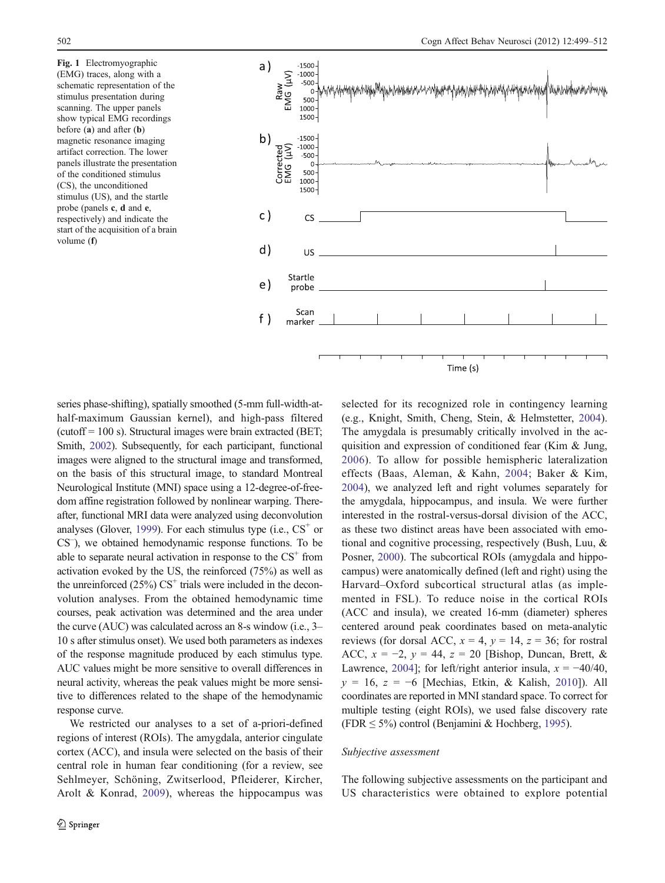Fig. 1 Electromyographic (EMG) traces, along with a schematic representation of the stimulus presentation during scanning. The upper panels show typical EMG recordings before (**a**) and after (**b**) magnetic resonance imaging artifact correction. The lower panels illustrate the presentation of the conditioned stimulus (CS), the unconditioned stimulus (US), and the startle probe (panels **c**, **d** and **e**, respectively) and indicate the start of the acquisition of a brain volume (**f**)

series phase-shifting), spatially smoothed (5-mm full-width-at-half-maximum Gaussian kernel), and high-pass filtered (cutoff = 100 s). Structural images were brain extracted (BET; Smith, 2002). Subsequently, for each participant, functional images were aligned to the structural image and transformed, on the basis of this structural image, to standard Montreal Neurological Institute (MNI) space using a 12-degree-of-freedom affine registration followed by nonlinear warping. Thereafter, functional MRI data were analyzed using deconvolution analyses (Glover, 1999). For each stimulus type (i.e., $CS^+$ or $CS^-$), we obtained hemodynamic response functions. To be able to separate neural activation in response to the $CS^+$ from activation evoked by the US, the reinforced (75%) as well as the unreinforced (25%) $CS^+$ trials were included in the deconvolution analyses. From the obtained hemodynamic time courses, peak activation was determined and the area under the curve (AUC) was calculated across an 8-s window (i.e., 3–10 s after stimulus onset). We used both parameters as indexes of the response magnitude produced by each stimulus type. AUC values might be more sensitive to overall differences in neural activity, whereas the peak values might be more sensitive to differences related to the shape of the hemodynamic response curve.

We restricted our analyses to a set of a-priori-defined regions of interest (ROIs). The amygdala, anterior cingulate cortex (ACC), and insula were selected on the basis of their central role in human fear conditioning (for a review, see Sehlmeyer, Schöning, Zwitserlood, Pfleiderer, Kircher, Arolt & Konrad, 2009), whereas the hippocampus was selected for its recognized role in contingency learning (e.g., Knight, Smith, Cheng, Stein, & Helmstetter, 2004). The amygdala is presumably critically involved in the acquisition and expression of conditioned fear (Kim & Jung, 2006). To allow for possible hemispheric lateralization effects (Baas, Aleman, & Kahn, 2004; Baker & Kim, 2004), we analyzed left and right volumes separately for the amygdala, hippocampus, and insula. We were further interested in the rostral-versus-dorsal division of the ACC, as these two distinct areas have been associated with emotional and cognitive processing, respectively (Bush, Luu, & Posner, 2000). The subcortical ROIs (amygdala and hippocampus) were anatomically defined (left and right) using the Harvard–Oxford subcortical structural atlas (as implemented in FSL). To reduce noise in the cortical ROIs (ACC and insula), we created 16-mm (diameter) spheres centered around peak coordinates based on meta-analytic reviews (for dorsal ACC, $x = 4$, $y = 14$, $z = 36$; for rostral ACC, $x = -2$, $y = 44$, $z = 20$ [Bishop, Duncan, Brett, & Lawrence, 2004]; for left/right anterior insula, $x = -40/40$, $y = 16$, $z = -6$ [Mechias, Etkin, & Kalish, 2010]). All coordinates are reported in MNI standard space. To correct for multiple testing (eight ROIs), we used false discovery rate (FDR ≤ 5%) control (Benjamini & Hochberg, 1995).

*Subjective assessment*

The following subjective assessments on the participant and US characteristics were obtained to explore potential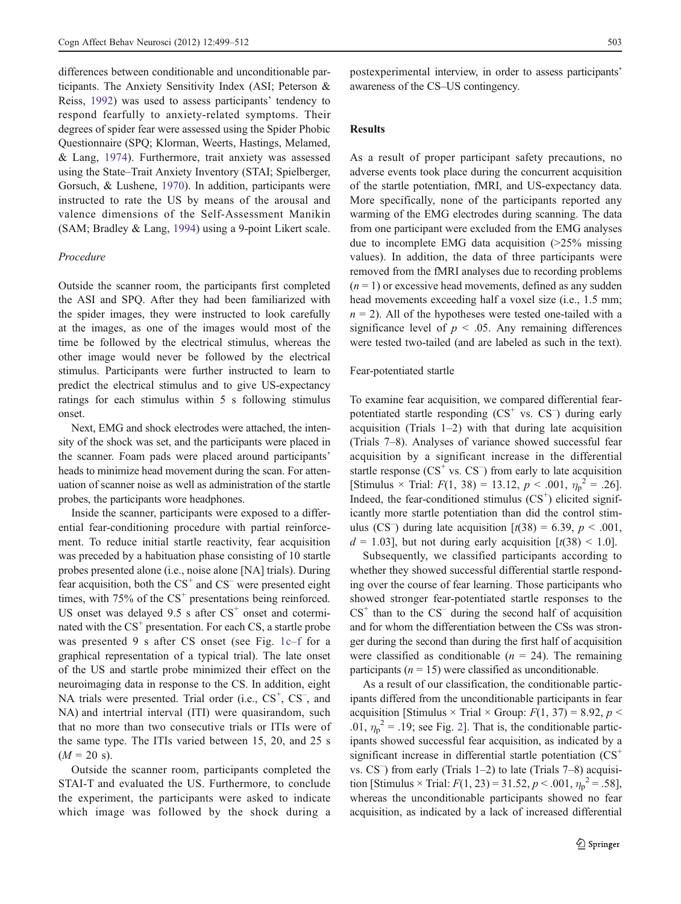differences between conditionable and unconditionable participants. The Anxiety Sensitivity Index (ASI; Peterson & Reiss, 1992) was used to assess participants' tendency to respond fearfully to anxiety-related symptoms. Their degrees of spider fear were assessed using the Spider Phobic Questionnaire (SPQ; Klorman, Weerts, Hastings, Melamed, & Lang, 1974). Furthermore, trait anxiety was assessed using the State–Trait Anxiety Inventory (STAI; Spielberger, Gorsuch, & Lushene, 1970). In addition, participants were instructed to rate the US by means of the arousal and valence dimensions of the Self-Assessment Manikin (SAM; Bradley & Lang, 1994) using a 9-point Likert scale.

### *Procedure*

Outside the scanner room, the participants first completed the ASI and SPQ. After they had been familiarized with the spider images, they were instructed to look carefully at the images, as one of the images would most of the time be followed by the electrical stimulus, whereas the other image would never be followed by the electrical stimulus. Participants were further instructed to learn to predict the electrical stimulus and to give US-expectancy ratings for each stimulus within 5 s following stimulus onset.

Next, EMG and shock electrodes were attached, the intensity of the shock was set, and the participants were placed in the scanner. Foam pads were placed around participants' heads to minimize head movement during the scan. For attenuation of scanner noise as well as administration of the startle probes, the participants wore headphones.

Inside the scanner, participants were exposed to a differential fear-conditioning procedure with partial reinforcement. To reduce initial startle reactivity, fear acquisition was preceded by a habituation phase consisting of 10 startle probes presented alone (i.e., noise alone [NA] trials). During fear acquisition, both the $CS^+$ and $CS^-$ were presented eight times, with 75% of the $CS^+$ presentations being reinforced. US onset was delayed 9.5 s after $CS^+$ onset and coterminated with the $CS^+$ presentation. For each CS, a startle probe was presented 9 s after CS onset (see Fig. 1c–f for a graphical representation of a typical trial). The late onset of the US and startle probe minimized their effect on the neuroimaging data in response to the CS. In addition, eight NA trials were presented. Trial order (i.e., $CS^+$, $CS^-$, and NA) and intertrial interval (ITI) were quasirandom, such that no more than two consecutive trials or ITIs were of the same type. The ITIs varied between 15, 20, and 25 s ($M = 20$ s).

Outside the scanner room, participants completed the STAI-T and evaluated the US. Furthermore, to conclude the experiment, the participants were asked to indicate which image was followed by the shock during a postexperimental interview, in order to assess participants' awareness of the CS–US contingency.

## Results

As a result of proper participant safety precautions, no adverse events took place during the concurrent acquisition of the startle potentiation, fMRI, and US-expectancy data. More specifically, none of the participants reported any warming of the EMG electrodes during scanning. The data from one participant were excluded from the EMG analyses due to incomplete EMG data acquisition (>25% missing values). In addition, the data of three participants were removed from the fMRI analyses due to recording problems ($n = 1$) or excessive head movements, defined as any sudden head movements exceeding half a voxel size (i.e., 1.5 mm; $n = 2$). All of the hypotheses were tested one-tailed with a significance level of $p < .05$. Any remaining differences were tested two-tailed (and are labeled as such in the text).

### Fear-potentiated startle

To examine fear acquisition, we compared differential fear-potentiated startle responding ($CS^+$ vs. $CS^-$) during early acquisition (Trials 1–2) with that during late acquisition (Trials 7–8). Analyses of variance showed successful fear acquisition by a significant increase in the differential startle response ($CS^+$ vs. $CS^-$) from early to late acquisition [Stimulus × Trial: $F(1, 38) = 13.12$, $p < .001$, $\eta_p^2 = .26$]. Indeed, the fear-conditioned stimulus ($CS^+$) elicited significantly more startle potentiation than did the control stimulus ($CS^-$) during late acquisition [$t(38) = 6.39$, $p < .001$, $d = 1.03$], but not during early acquisition [$t(38) < 1.0$].

Subsequently, we classified participants according to whether they showed successful differential startle responding over the course of fear learning. Those participants who showed stronger fear-potentiated startle responses to the $CS^+$ than to the $CS^-$ during the second half of acquisition and for whom the differentiation between the CSs was stronger during the second than during the first half of acquisition were classified as conditionable ($n = 24$). The remaining participants ($n = 15$) were classified as unconditionable.

As a result of our classification, the conditionable participants differed from the unconditionable participants in fear acquisition [Stimulus × Trial × Group: $F(1, 37) = 8.92$, $p < .01$, $\eta_p^2 = .19$; see Fig. 2]. That is, the conditionable participants showed successful fear acquisition, as indicated by a significant increase in differential startle potentiation ($CS^+$ vs. $CS^-$) from early (Trials 1–2) to late (Trials 7–8) acquisition [Stimulus × Trial: $F(1, 23) = 31.52$, $p < .001$, $\eta_p^2 = .58$], whereas the unconditionable participants showed no fear acquisition, as indicated by a lack of increased differential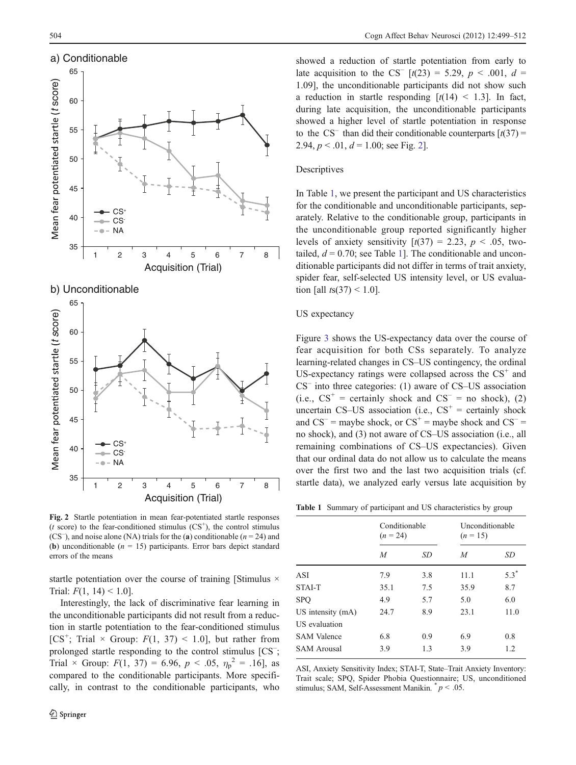Fig. 2 Startle potentiation in mean fear-potentiated startle responses ($t$ score) to the fear-conditioned stimulus ($CS^+$), the control stimulus ($CS^-$), and noise alone (NA) trials for the (**a**) conditionable ($n = 24$) and (**b**) unconditionable ($n = 15$) participants. Error bars depict standard errors of the means

startle potentiation over the course of training [Stimulus × Trial: $F(1, 14) < 1.0$].

Interestingly, the lack of discriminative fear learning in the unconditionable participants did not result from a reduction in startle potentiation to the fear-conditioned stimulus [$CS^+$; Trial × Group: $F(1, 37) < 1.0$], but rather from prolonged startle responding to the control stimulus [$CS^-$; Trial × Group: $F(1, 37) = 6.96$, $p < .05$, $\eta_p^2 = .16$], as compared to the conditionable participants. More specifically, in contrast to the conditionable participants, who showed a reduction of startle potentiation from early to late acquisition to the $CS^-$ [$t(23) = 5.29$, $p < .001$, $d = 1.09$], the unconditionable participants did not show such a reduction in startle responding [$t(14) < 1.3$]. In fact, during late acquisition, the unconditionable participants showed a higher level of startle potentiation in response to the $CS^-$ than did their conditionable counterparts [$t(37) = 2.94$, $p < .01$, $d = 1.00$; see Fig. 2].

### Descriptives

In Table 1, we present the participant and US characteristics for the conditionable and unconditionable participants, separately. Relative to the conditionable group, participants in the unconditionable group reported significantly higher levels of anxiety sensitivity [$t(37) = 2.23$, $p < .05$, two-tailed, $d = 0.70$; see Table 1]. The conditionable and unconditionable participants did not differ in terms of trait anxiety, spider fear, self-selected US intensity level, or US evaluation [all $ts(37) < 1.0$].

### US expectancy

Figure 3 shows the US-expectancy data over the course of fear acquisition for both CSs separately. To analyze learning-related changes in CS–US contingency, the ordinal US-expectancy ratings were collapsed across the $CS^+$ and $CS^-$ into three categories: (1) aware of CS–US association (i.e., $CS^+$ = certainly shock and $CS^-$ = no shock), (2) uncertain CS–US association (i.e., $CS^+$ = certainly shock and $CS^-$ = maybe shock, or $CS^+$ = maybe shock and $CS^-$ = no shock), and (3) not aware of CS–US association (i.e., all remaining combinations of CS–US expectancies). Given that our ordinal data do not allow us to calculate the means over the first two and the last two acquisition trials (cf. startle data), we analyzed early versus late acquisition by

**Table 1** Summary of participant and US characteristics by group

| | Conditionable ($n = 24$) | | Unconditionable ($n = 15$) | |
|---|---|---|---|---|
| | *M* | *SD* | *M* | *SD* |
| ASI | 7.9 | 3.8 | 11.1 | 5.3* |
| STAI-T | 35.1 | 7.5 | 35.9 | 8.7 |
| SPQ | 4.9 | 5.7 | 5.0 | 6.0 |
| US intensity (mA) | 24.7 | 8.9 | 23.1 | 11.0 |
| US evaluation | | | | |
| SAM Valence | 6.8 | 0.9 | 6.9 | 0.8 |
| SAM Arousal | 3.9 | 1.3 | 3.9 | 1.2 |

ASI, Anxiety Sensitivity Index; STAI-T, State–Trait Anxiety Inventory: Trait scale; SPQ, Spider Phobia Questionnaire; US, unconditioned stimulus; SAM, Self-Assessment Manikin. * $p < .05$.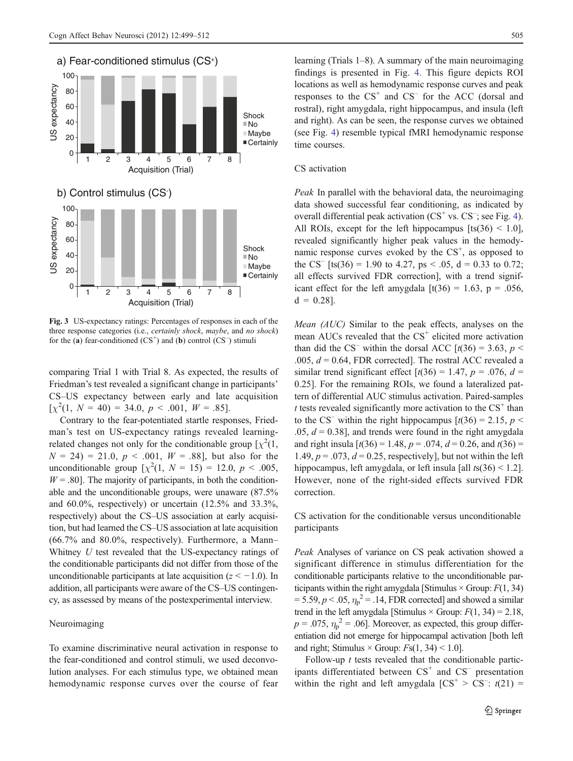Fig. 3 US-expectancy ratings: Percentages of responses in each of the three response categories (i.e., *certainly shock*, *maybe*, and *no shock*) for the (**a**) fear-conditioned ($CS^+$) and (**b**) control ($CS^-$) stimuli

comparing Trial 1 with Trial 8. As expected, the results of Friedman's test revealed a significant change in participants' CS–US expectancy between early and late acquisition [$\chi^2(1, N = 40) = 34.0$, $p < .001$, $W = .85$].

Contrary to the fear-potentiated startle responses, Friedman's test on US-expectancy ratings revealed learning-related changes not only for the conditionable group [$\chi^2(1, N = 24) = 21.0$, $p < .001$, $W = .88$], but also for the unconditionable group [$\chi^2(1, N = 15) = 12.0$, $p < .005$, $W = .80$]. The majority of participants, in both the conditionable and the unconditionable groups, were unaware (87.5% and 60.0%, respectively) or uncertain (12.5% and 33.3%, respectively) about the CS–US association at early acquisition, but had learned the CS–US association at late acquisition (66.7% and 80.0%, respectively). Furthermore, a Mann–Whitney *U* test revealed that the US-expectancy ratings of the conditionable participants did not differ from those of the unconditionable participants at late acquisition ($z < -1.0$). In addition, all participants were aware of the CS–US contingency, as assessed by means of the postexperimental interview.

## Neuroimaging

To examine discriminative neural activation in response to the fear-conditioned and control stimuli, we used deconvolution analyses. For each stimulus type, we obtained mean hemodynamic response curves over the course of fear learning (Trials 1–8). A summary of the main neuroimaging findings is presented in Fig. 4. This figure depicts ROI locations as well as hemodynamic response curves and peak responses to the $CS^+$ and $CS^-$ for the ACC (dorsal and rostral), right amygdala, right hippocampus, and insula (left and right). As can be seen, the response curves we obtained (see Fig. 4) resemble typical fMRI hemodynamic response time courses.

### CS activation

*Peak* In parallel with the behavioral data, the neuroimaging data showed successful fear conditioning, as indicated by overall differential peak activation ($CS^+$ vs. $CS^-$; see Fig. 4). All ROIs, except for the left hippocampus [ts(36) < 1.0], revealed significantly higher peak values in the hemodynamic response curves evoked by the $CS^+$, as opposed to the $CS^-$ [ts(36) = 1.90 to 4.27, ps < .05, d = 0.33 to 0.72; all effects survived FDR correction], with a trend significant effect for the left amygdala [t(36) = 1.63, p = .056, d = 0.28].

*Mean (AUC)* Similar to the peak effects, analyses on the mean AUCs revealed that the $CS^+$ elicited more activation than did the $CS^-$ within the dorsal ACC [$t(36) = 3.63$, $p < .005$, $d = 0.64$, FDR corrected]. The rostral ACC revealed a similar trend significant effect [$t(36) = 1.47$, $p = .076$, $d = 0.25$]. For the remaining ROIs, we found a lateralized pattern of differential AUC stimulus activation. Paired-samples *t* tests revealed significantly more activation to the $CS^+$ than to the $CS^-$ within the right hippocampus [$t(36) = 2.15$, $p < .05$, $d = 0.38$], and trends were found in the right amygdala and right insula [$t(36) = 1.48$, $p = .074$, $d = 0.26$, and $t(36) = 1.49$, $p = .073$, $d = 0.25$, respectively], but not within the left hippocampus, left amygdala, or left insula [all $ts(36) < 1.2$]. However, none of the right-sided effects survived FDR correction.

### CS activation for the conditionable versus unconditionable participants

*Peak* Analyses of variance on CS peak activation showed a significant difference in stimulus differentiation for the conditionable participants relative to the unconditionable participants within the right amygdala [Stimulus × Group: $F(1, 34) = 5.59$, $p < .05$, $\eta_p^2 = .14$, FDR corrected] and showed a similar trend in the left amygdala [Stimulus × Group: $F(1, 34) = 2.18$, $p = .075$, $\eta_p^2 = .06$]. Moreover, as expected, this group differentiation did not emerge for hippocampal activation [both left and right; Stimulus × Group: $Fs(1, 34) < 1.0$].

Follow-up *t* tests revealed that the conditionable participants differentiated between $CS^+$ and $CS^-$ presentation within the right and left amygdala [$CS^+ > CS^-$: $t(21) =$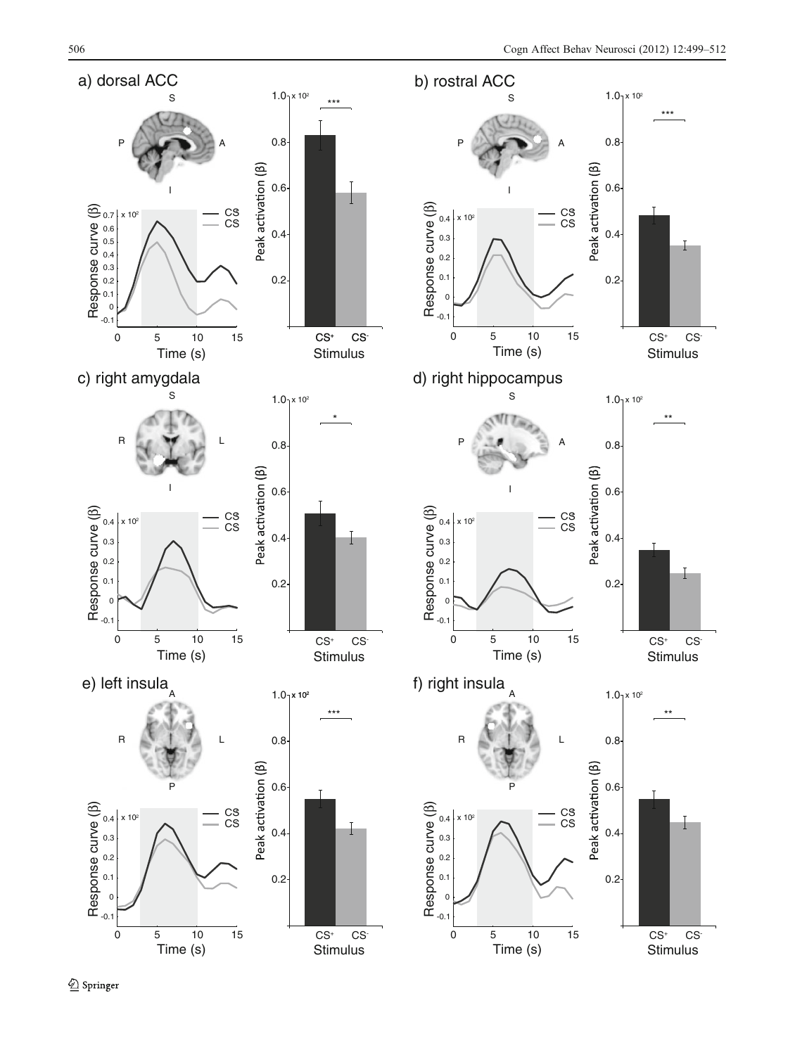a) dorsal ACC

b) rostral ACC

c) right amygdala

d) right hippocampus

e) left insula

f) right insula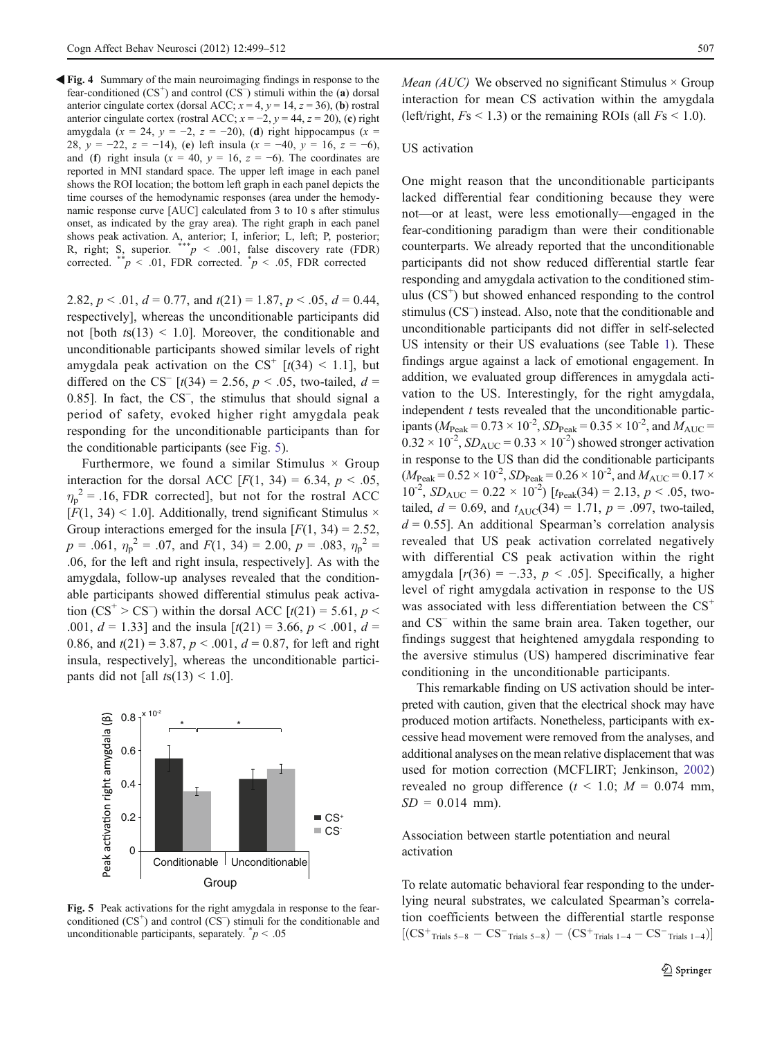◀ **Fig. 4** Summary of the main neuroimaging findings in response to the fear-conditioned ($CS^+$) and control ($CS^-$) stimuli within the (**a**) dorsal anterior cingulate cortex (dorsal ACC; $x = 4$, $y = 14$, $z = 36$), (**b**) rostral anterior cingulate cortex (rostral ACC; $x = -2$, $y = 44$, $z = 20$), (**c**) right amygdala ($x = 24$, $y = -2$, $z = -20$), (**d**) right hippocampus ($x = 28$, $y = -22$, $z = -14$), (**e**) left insula ($x = -40$, $y = 16$, $z = -6$), and (**f**) right insula ($x = 40$, $y = 16$, $z = -6$). The coordinates are reported in MNI standard space. The upper left image in each panel shows the ROI location; the bottom left graph in each panel depicts the time courses of the hemodynamic responses (area under the hemodynamic response curve [AUC] calculated from 3 to 10 s after stimulus onset, as indicated by the gray area). The right graph in each panel shows peak activation. A, anterior; I, inferior; L, left; P, posterior; R, right; S, superior. ***$p < .001$, false discovery rate (FDR) corrected. **$p < .01$, FDR corrected. *$p < .05$, FDR corrected

2.82, $p < .01$, $d = 0.77$, and $t(21) = 1.87$, $p < .05$, $d = 0.44$, respectively], whereas the unconditionable participants did not [both $ts(13) < 1.0$]. Moreover, the conditionable and unconditionable participants showed similar levels of right amygdala peak activation on the $CS^+$ [$t(34) < 1.1$], but differed on the $CS^-$ [$t(34) = 2.56$, $p < .05$, two-tailed, $d = 0.85$]. In fact, the $CS^-$, the stimulus that should signal a period of safety, evoked higher right amygdala peak responding for the unconditionable participants than for the conditionable participants (see Fig. 5).

Furthermore, we found a similar Stimulus × Group interaction for the dorsal ACC [$F(1, 34) = 6.34$, $p < .05$, $\eta_p^2 = .16$, FDR corrected], but not for the rostral ACC [$F(1, 34) < 1.0$]. Additionally, trend significant Stimulus × Group interactions emerged for the insula [$F(1, 34) = 2.52$, $p = .061$, $\eta_p^2 = .07$, and $F(1, 34) = 2.00$, $p = .083$, $\eta_p^2 = .06$, for the left and right insula, respectively]. As with the amygdala, follow-up analyses revealed that the conditionable participants showed differential stimulus peak activation ($CS^+ > CS^-$) within the dorsal ACC [$t(21) = 5.61$, $p < .001$, $d = 1.33$] and the insula [$t(21) = 3.66$, $p < .001$, $d = 0.86$, and $t(21) = 3.87$, $p < .001$, $d = 0.87$, for left and right insula, respectively], whereas the unconditionable participants did not [all $ts(13) < 1.0$].

**Fig. 5** Peak activations for the right amygdala in response to the fear-conditioned ($CS^+$) and control ($CS^-$) stimuli for the conditionable and unconditionable participants, separately. *$p < .05$

*Mean (AUC)* We observed no significant Stimulus × Group interaction for mean CS activation within the amygdala (left/right, $Fs < 1.3$) or the remaining ROIs (all $Fs < 1.0$).

### US activation

One might reason that the unconditionable participants lacked differential fear conditioning because they were not—or at least, were less emotionally—engaged in the fear-conditioning paradigm than were their conditionable counterparts. We already reported that the unconditionable participants did not show reduced differential startle fear responding and amygdala activation to the conditioned stimulus ($CS^+$) but showed enhanced responding to the control stimulus ($CS^-$) instead. Also, note that the conditionable and unconditionable participants did not differ in self-selected US intensity or their US evaluations (see Table 1). These findings argue against a lack of emotional engagement. In addition, we evaluated group differences in amygdala activation to the US. Interestingly, for the right amygdala, independent $t$ tests revealed that the unconditionable participants ($M_{Peak} = 0.73 \times 10^{-2}$, $SD_{Peak} = 0.35 \times 10^{-2}$, and $M_{AUC} = 0.32 \times 10^{-2}$, $SD_{AUC} = 0.33 \times 10^{-2}$) showed stronger activation in response to the US than did the conditionable participants ($M_{Peak} = 0.52 \times 10^{-2}$, $SD_{Peak} = 0.26 \times 10^{-2}$, and $M_{AUC} = 0.17 \times 10^{-2}$, $SD_{AUC} = 0.22 \times 10^{-2}$) [$t_{Peak}(34) = 2.13$, $p < .05$, two-tailed, $d = 0.69$, and $t_{AUC}(34) = 1.71$, $p = .097$, two-tailed, $d = 0.55$]. An additional Spearman's correlation analysis revealed that US peak activation correlated negatively with differential CS peak activation within the right amygdala [$r(36) = -.33$, $p < .05$]. Specifically, a higher level of right amygdala activation in response to the US was associated with less differentiation between the $CS^+$ and $CS^-$ within the same brain area. Taken together, our findings suggest that heightened amygdala responding to the aversive stimulus (US) hampered discriminative fear conditioning in the unconditionable participants.

This remarkable finding on US activation should be interpreted with caution, given that the electrical shock may have produced motion artifacts. Nonetheless, participants with excessive head movement were removed from the analyses, and additional analyses on the mean relative displacement that was used for motion correction (MCFLIRT; Jenkinson, 2002) revealed no group difference ($t < 1.0$; $M = 0.074$ mm, $SD = 0.014$ mm).

### Association between startle potentiation and neural activation

To relate automatic behavioral fear responding to the underlying neural substrates, we calculated Spearman's correlation coefficients between the differential startle response $[(CS^+_{\text{Trials } 5-8} - CS^-_{\text{Trials } 5-8}) - (CS^+_{\text{Trials } 1-4} - CS^-_{\text{Trials } 1-4})]$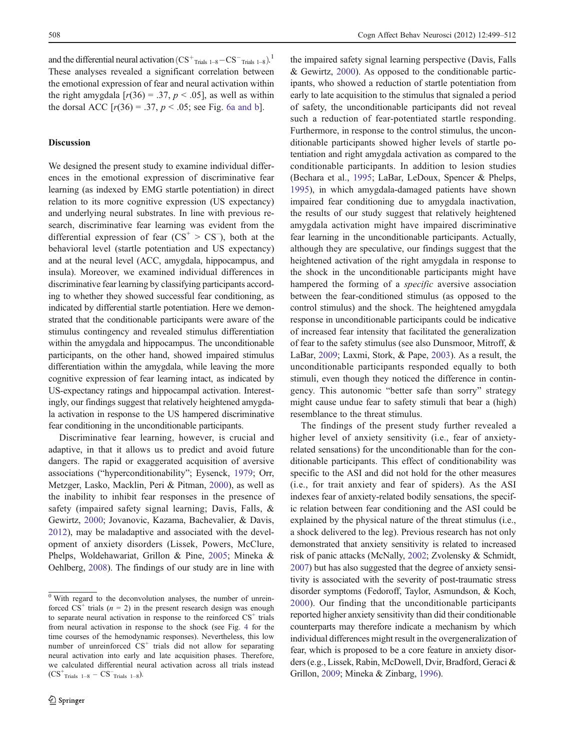and the differential neural activation ($CS^{+}_{Trials\ 1–8} - CS^{-}_{Trials\ 1–8}$).[1] These analyses revealed a significant correlation between the emotional expression of fear and neural activation within the right amygdala [$r(36) = .37$, $p < .05$], as well as within the dorsal ACC [$r(36) = .37$, $p < .05$; see Fig. 6a and b].

## Discussion

We designed the present study to examine individual differences in the emotional expression of discriminative fear learning (as indexed by EMG startle potentiation) in direct relation to its more cognitive expression (US expectancy) and underlying neural substrates. In line with previous research, discriminative fear learning was evident from the differential expression of fear ($CS^{+} > CS^{-}$), both at the behavioral level (startle potentiation and US expectancy) and at the neural level (ACC, amygdala, hippocampus, and insula). Moreover, we examined individual differences in discriminative fear learning by classifying participants according to whether they showed successful fear conditioning, as indicated by differential startle potentiation. Here we demonstrated that the conditionable participants were aware of the stimulus contingency and revealed stimulus differentiation within the amygdala and hippocampus. The unconditionable participants, on the other hand, showed impaired stimulus differentiation within the amygdala, while leaving the more cognitive expression of fear learning intact, as indicated by US-expectancy ratings and hippocampal activation. Interestingly, our findings suggest that relatively heightened amygdala activation in response to the US hampered discriminative fear conditioning in the unconditionable participants.

Discriminative fear learning, however, is crucial and adaptive, in that it allows us to predict and avoid future dangers. The rapid or exaggerated acquisition of aversive associations ("hyperconditionability"; Eysenck, 1979; Orr, Metzger, Lasko, Macklin, Peri & Pitman, 2000), as well as the inability to inhibit fear responses in the presence of safety (impaired safety signal learning; Davis, Falls, & Gewirtz, 2000; Jovanovic, Kazama, Bachevalier, & Davis, 2012), may be maladaptive and associated with the development of anxiety disorders (Lissek, Powers, McClure, Phelps, Woldehawariat, Grillon & Pine, 2005; Mineka & Oehlberg, 2008). The findings of our study are in line with the impaired safety signal learning perspective (Davis, Falls & Gewirtz, 2000). As opposed to the conditionable participants, who showed a reduction of startle potentiation from early to late acquisition to the stimulus that signaled a period of safety, the unconditionable participants did not reveal such a reduction of fear-potentiated startle responding. Furthermore, in response to the control stimulus, the unconditionable participants showed higher levels of startle potentiation and right amygdala activation as compared to the conditionable participants. In addition to lesion studies (Bechara et al., 1995; LaBar, LeDoux, Spencer & Phelps, 1995), in which amygdala-damaged patients have shown impaired fear conditioning due to amygdala inactivation, the results of our study suggest that relatively heightened amygdala activation might have impaired discriminative fear learning in the unconditionable participants. Actually, although they are speculative, our findings suggest that the heightened activation of the right amygdala in response to the shock in the unconditionable participants might have hampered the forming of a *specific* aversive association between the fear-conditioned stimulus (as opposed to the control stimulus) and the shock. The heightened amygdala response in unconditionable participants could be indicative of increased fear intensity that facilitated the generalization of fear to the safety stimulus (see also Dunsmoor, Mitroff, & LaBar, 2009; Laxmi, Stork, & Pape, 2003). As a result, the unconditionable participants responded equally to both stimuli, even though they noticed the difference in contingency. This autonomic "better safe than sorry" strategy might cause undue fear to safety stimuli that bear a (high) resemblance to the threat stimulus.

The findings of the present study further revealed a higher level of anxiety sensitivity (i.e., fear of anxiety-related sensations) for the unconditionable than for the conditionable participants. This effect of conditionability was specific to the ASI and did not hold for the other measures (i.e., for trait anxiety and fear of spiders). As the ASI indexes fear of anxiety-related bodily sensations, the specific relation between fear conditioning and the ASI could be explained by the physical nature of the threat stimulus (i.e., a shock delivered to the leg). Previous research has not only demonstrated that anxiety sensitivity is related to increased risk of panic attacks (McNally, 2002; Zvolensky & Schmidt, 2007) but has also suggested that the degree of anxiety sensitivity is associated with the severity of post-traumatic stress disorder symptoms (Fedoroff, Taylor, Asmundson, & Koch, 2000). Our finding that the unconditionable participants reported higher anxiety sensitivity than did their conditionable counterparts may therefore indicate a mechanism by which individual differences might result in the overgeneralization of fear, which is proposed to be a core feature in anxiety disorders (e.g., Lissek, Rabin, McDowell, Dvir, Bradford, Geraci & Grillon, 2009; Mineka & Zinbarg, 1996).

---

[1] With regard to the deconvolution analyses, the number of unreinforced $CS^{+}$ trials ($n = 2$) in the present research design was enough to separate neural activation in response to the reinforced $CS^{+}$ trials from neural activation in response to the shock (see Fig. 4 for the time courses of the hemodynamic responses). Nevertheless, this low number of unreinforced $CS^{+}$ trials did not allow for separating neural activation into early and late acquisition phases. Therefore, we calculated differential neural activation across all trials instead ($CS^{+}_{Trials\ 1–8} - CS^{-}_{Trials\ 1–8}$).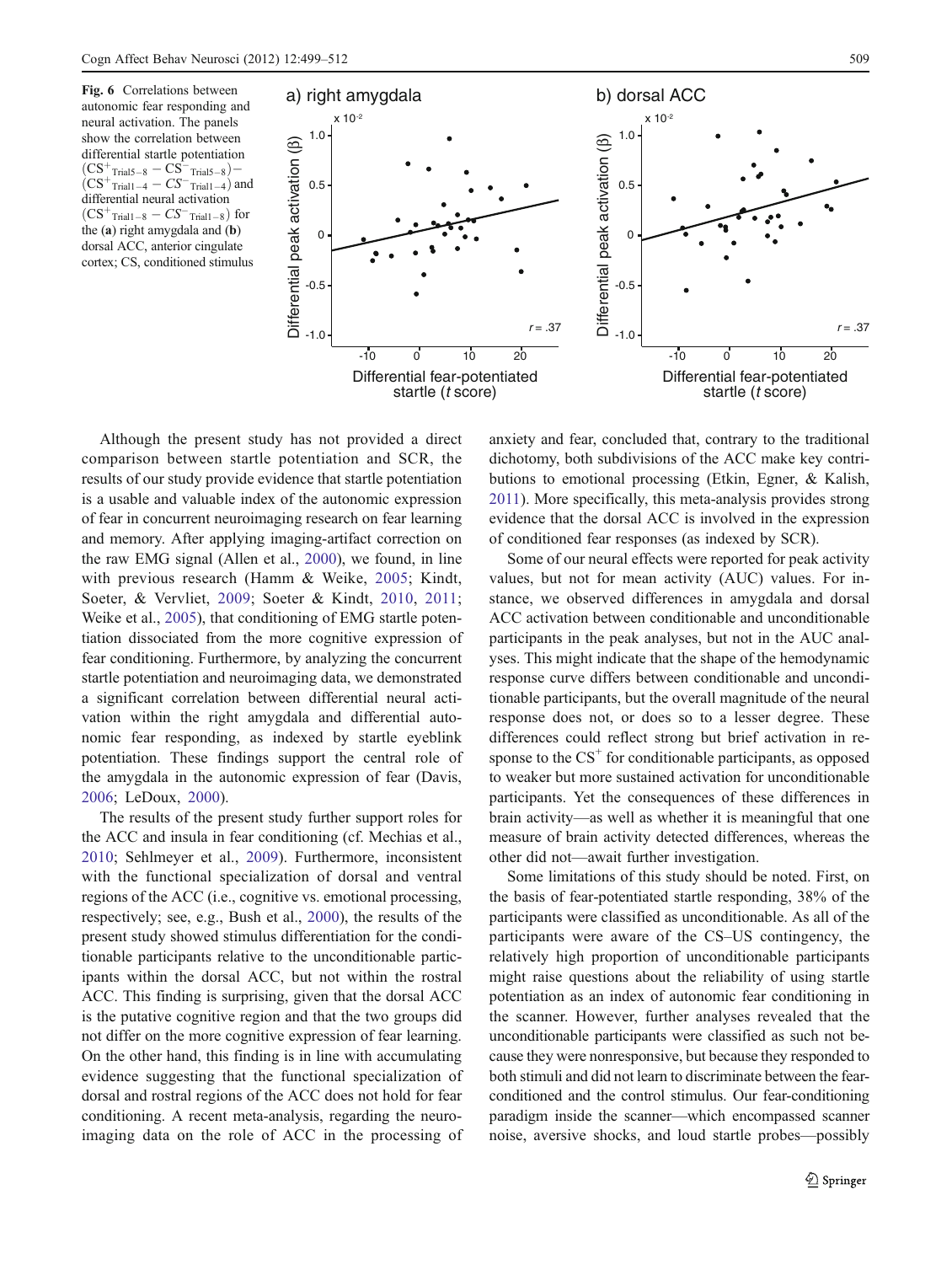**Fig. 6** Correlations between autonomic fear responding and neural activation. The panels show the correlation between differential startle potentiation $(CS^{+}_{Trial5-8} - CS^{-}_{Trial5-8}) - (CS^{+}_{Trial1-4} - CS^{-}_{Trial1-4})$ and differential neural activation $(CS^{+}_{Trial1-8} - CS^{-}_{Trial1-8})$ for the (**a**) right amygdala and (**b**) dorsal ACC, anterior cingulate cortex; CS, conditioned stimulus

a) right amygdala

x 10⁻²

1.0
0.5
0
-0.5
-1.0

Differential peak activation (β)

-10
0
10
20

Differential fear-potentiated startle (*t* score)

*r* = .37

b) dorsal ACC

x 10⁻²

1.0
0.5
0
-0.5
-1.0

Differential peak activation (β)

-10
0
10
20

Differential fear-potentiated startle (*t* score)

*r* = .37

Although the present study has not provided a direct comparison between startle potentiation and SCR, the results of our study provide evidence that startle potentiation is a usable and valuable index of the autonomic expression of fear in concurrent neuroimaging research on fear learning and memory. After applying imaging-artifact correction on the raw EMG signal (Allen et al., 2000), we found, in line with previous research (Hamm & Weike, 2005; Kindt, Soeter, & Vervliet, 2009; Soeter & Kindt, 2010, 2011; Weike et al., 2005), that conditioning of EMG startle potentiation dissociated from the more cognitive expression of fear conditioning. Furthermore, by analyzing the concurrent startle potentiation and neuroimaging data, we demonstrated a significant correlation between differential neural activation within the right amygdala and differential autonomic fear responding, as indexed by startle eyeblink potentiation. These findings support the central role of the amygdala in the autonomic expression of fear (Davis, 2006; LeDoux, 2000).

The results of the present study further support roles for the ACC and insula in fear conditioning (cf. Mechias et al., 2010; Sehlmeyer et al., 2009). Furthermore, inconsistent with the functional specialization of dorsal and ventral regions of the ACC (i.e., cognitive vs. emotional processing, respectively; see, e.g., Bush et al., 2000), the results of the present study showed stimulus differentiation for the conditionable participants relative to the unconditionable participants within the dorsal ACC, but not within the rostral ACC. This finding is surprising, given that the dorsal ACC is the putative cognitive region and that the two groups did not differ on the more cognitive expression of fear learning. On the other hand, this finding is in line with accumulating evidence suggesting that the functional specialization of dorsal and rostral regions of the ACC does not hold for fear conditioning. A recent meta-analysis, regarding the neuroimaging data on the role of ACC in the processing of anxiety and fear, concluded that, contrary to the traditional dichotomy, both subdivisions of the ACC make key contributions to emotional processing (Etkin, Egner, & Kalish, 2011). More specifically, this meta-analysis provides strong evidence that the dorsal ACC is involved in the expression of conditioned fear responses (as indexed by SCR).

Some of our neural effects were reported for peak activity values, but not for mean activity (AUC) values. For instance, we observed differences in amygdala and dorsal ACC activation between conditionable and unconditionable participants in the peak analyses, but not in the AUC analyses. This might indicate that the shape of the hemodynamic response curve differs between conditionable and unconditionable participants, but the overall magnitude of the neural response does not, or does so to a lesser degree. These differences could reflect strong but brief activation in response to the $CS^{+}$ for conditionable participants, as opposed to weaker but more sustained activation for unconditionable participants. Yet the consequences of these differences in brain activity—as well as whether it is meaningful that one measure of brain activity detected differences, whereas the other did not—await further investigation.

Some limitations of this study should be noted. First, on the basis of fear-potentiated startle responding, 38% of the participants were classified as unconditionable. As all of the participants were aware of the CS–US contingency, the relatively high proportion of unconditionable participants might raise questions about the reliability of using startle potentiation as an index of autonomic fear conditioning in the scanner. However, further analyses revealed that the unconditionable participants were classified as such not because they were nonresponsive, but because they responded to both stimuli and did not learn to discriminate between the fear-conditioned and the control stimulus. Our fear-conditioning paradigm inside the scanner—which encompassed scanner noise, aversive shocks, and loud startle probes—possibly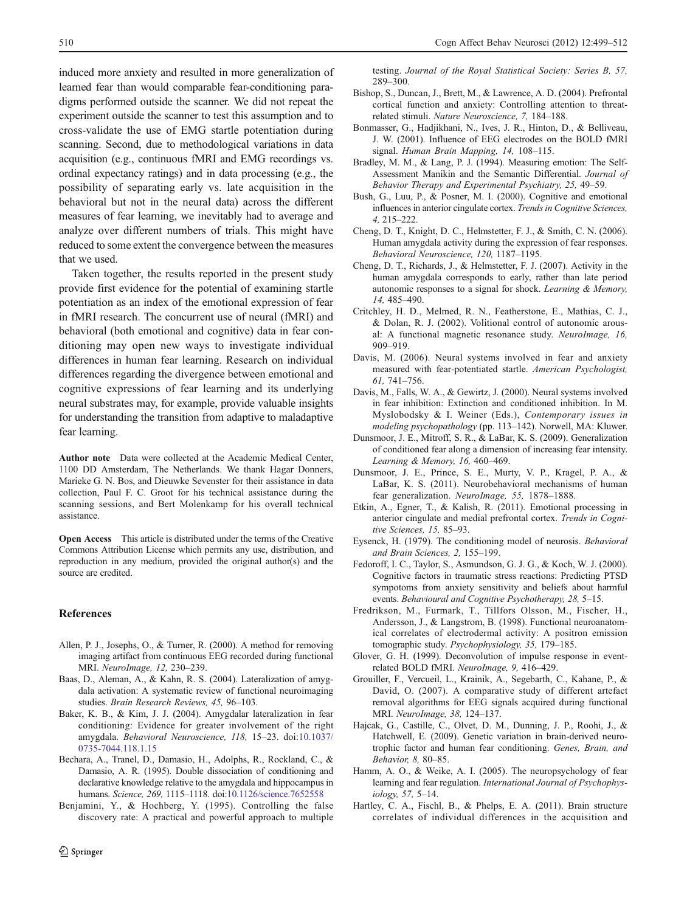induced more anxiety and resulted in more generalization of learned fear than would comparable fear-conditioning paradigms performed outside the scanner. We did not repeat the experiment outside the scanner to test this assumption and to cross-validate the use of EMG startle potentiation during scanning. Second, due to methodological variations in data acquisition (e.g., continuous fMRI and EMG recordings vs. ordinal expectancy ratings) and in data processing (e.g., the possibility of separating early vs. late acquisition in the behavioral but not in the neural data) across the different measures of fear learning, we inevitably had to average and analyze over different numbers of trials. This might have reduced to some extent the convergence between the measures that we used.

Taken together, the results reported in the present study provide first evidence for the potential of examining startle potentiation as an index of the emotional expression of fear in fMRI research. The concurrent use of neural (fMRI) and behavioral (both emotional and cognitive) data in fear conditioning may open new ways to investigate individual differences in human fear learning. Research on individual differences regarding the divergence between emotional and cognitive expressions of fear learning and its underlying neural substrates may, for example, provide valuable insights for understanding the transition from adaptive to maladaptive fear learning.

**Author note** Data were collected at the Academic Medical Center, 1100 DD Amsterdam, The Netherlands. We thank Hagar Donners, Marieke G. N. Bos, and Dieuwke Sevenster for their assistance in data collection, Paul F. C. Groot for his technical assistance during the scanning sessions, and Bert Molenkamp for his overall technical assistance.

**Open Access** This article is distributed under the terms of the Creative Commons Attribution License which permits any use, distribution, and reproduction in any medium, provided the original author(s) and the source are credited.

## References

Allen, P. J., Josephs, O., & Turner, R. (2000). A method for removing imaging artifact from continuous EEG recorded during functional MRI. *NeuroImage, 12,* 230–239.

Baas, D., Aleman, A., & Kahn, R. S. (2004). Lateralization of amygdala activation: A systematic review of functional neuroimaging studies. *Brain Research Reviews, 45,* 96–103.

Baker, K. B., & Kim, J. J. (2004). Amygdalar lateralization in fear conditioning: Evidence for greater involvement of the right amygdala. *Behavioral Neuroscience, 118,* 15–23. doi:10.1037/0735-7044.118.1.15

Bechara, A., Tranel, D., Damasio, H., Adolphs, R., Rockland, C., & Damasio, A. R. (1995). Double dissociation of conditioning and declarative knowledge relative to the amygdala and hippocampus in humans. *Science, 269,* 1115–1118. doi:10.1126/science.7652558

Benjamini, Y., & Hochberg, Y. (1995). Controlling the false discovery rate: A practical and powerful approach to multiple testing. *Journal of the Royal Statistical Society: Series B, 57,* 289–300.

Bishop, S., Duncan, J., Brett, M., & Lawrence, A. D. (2004). Prefrontal cortical function and anxiety: Controlling attention to threat-related stimuli. *Nature Neuroscience, 7,* 184–188.

Bonmasser, G., Hadjikhani, N., Ives, J. R., Hinton, D., & Belliveau, J. W. (2001). Influence of EEG electrodes on the BOLD fMRI signal. *Human Brain Mapping, 14,* 108–115.

Bradley, M. M., & Lang, P. J. (1994). Measuring emotion: The Self-Assessment Manikin and the Semantic Differential. *Journal of Behavior Therapy and Experimental Psychiatry, 25,* 49–59.

Bush, G., Luu, P., & Posner, M. I. (2000). Cognitive and emotional influences in anterior cingulate cortex. *Trends in Cognitive Sciences, 4,* 215–222.

Cheng, D. T., Knight, D. C., Helmstetter, F. J., & Smith, C. N. (2006). Human amygdala activity during the expression of fear responses. *Behavioral Neuroscience, 120,* 1187–1195.

Cheng, D. T., Richards, J., & Helmstetter, F. J. (2007). Activity in the human amygdala corresponds to early, rather than late period autonomic responses to a signal for shock. *Learning & Memory, 14,* 485–490.

Critchley, H. D., Melmed, R. N., Featherstone, E., Mathias, C. J., & Dolan, R. J. (2002). Volitional control of autonomic arousal: A functional magnetic resonance study. *NeuroImage, 16,* 909–919.

Davis, M. (2006). Neural systems involved in fear and anxiety measured with fear-potentiated startle. *American Psychologist, 61,* 741–756.

Davis, M., Falls, W. A., & Gewirtz, J. (2000). Neural systems involved in fear inhibition: Extinction and conditioned inhibition. In M. Myslobodsky & I. Weiner (Eds.), *Contemporary issues in modeling psychopathology* (pp. 113–142). Norwell, MA: Kluwer.

Dunsmoor, J. E., Mitroff, S. R., & LaBar, K. S. (2009). Generalization of conditioned fear along a dimension of increasing fear intensity. *Learning & Memory, 16,* 460–469.

Dunsmoor, J. E., Prince, S. E., Murty, V. P., Kragel, P. A., & LaBar, K. S. (2011). Neurobehavioral mechanisms of human fear generalization. *NeuroImage, 55,* 1878–1888.

Etkin, A., Egner, T., & Kalish, R. (2011). Emotional processing in anterior cingulate and medial prefrontal cortex. *Trends in Cognitive Sciences, 15,* 85–93.

Eysenck, H. (1979). The conditioning model of neurosis. *Behavioral and Brain Sciences, 2,* 155–199.

Fedoroff, I. C., Taylor, S., Asmundson, G. J. G., & Koch, W. J. (2000). Cognitive factors in traumatic stress reactions: Predicting PTSD sympotoms from anxiety sensitivity and beliefs about harmful events. *Behavioural and Cognitive Psychotherapy, 28,* 5–15.

Fredrikson, M., Furmark, T., Tillfors Olsson, M., Fischer, H., Andersson, J., & Langstrom, B. (1998). Functional neuroanatomical correlates of electrodermal activity: A positron emission tomographic study. *Psychophysiology, 35,* 179–185.

Glover, G. H. (1999). Deconvolution of impulse response in event-related BOLD fMRI. *NeuroImage, 9,* 416–429.

Grouiller, F., Vercueil, L., Krainik, A., Segebarth, C., Kahane, P., & David, O. (2007). A comparative study of different artefact removal algorithms for EEG signals acquired during functional MRI. *NeuroImage, 38,* 124–137.

Hajcak, G., Castille, C., Olvet, D. M., Dunning, J. P., Roohi, J., & Hatchwell, E. (2009). Genetic variation in brain-derived neurotrophic factor and human fear conditioning. *Genes, Brain, and Behavior, 8,* 80–85.

Hamm, A. O., & Weike, A. I. (2005). The neuropsychology of fear learning and fear regulation. *International Journal of Psychophysiology, 57,* 5–14.

Hartley, C. A., Fischl, B., & Phelps, E. A. (2011). Brain structure correlates of individual differences in the acquisition and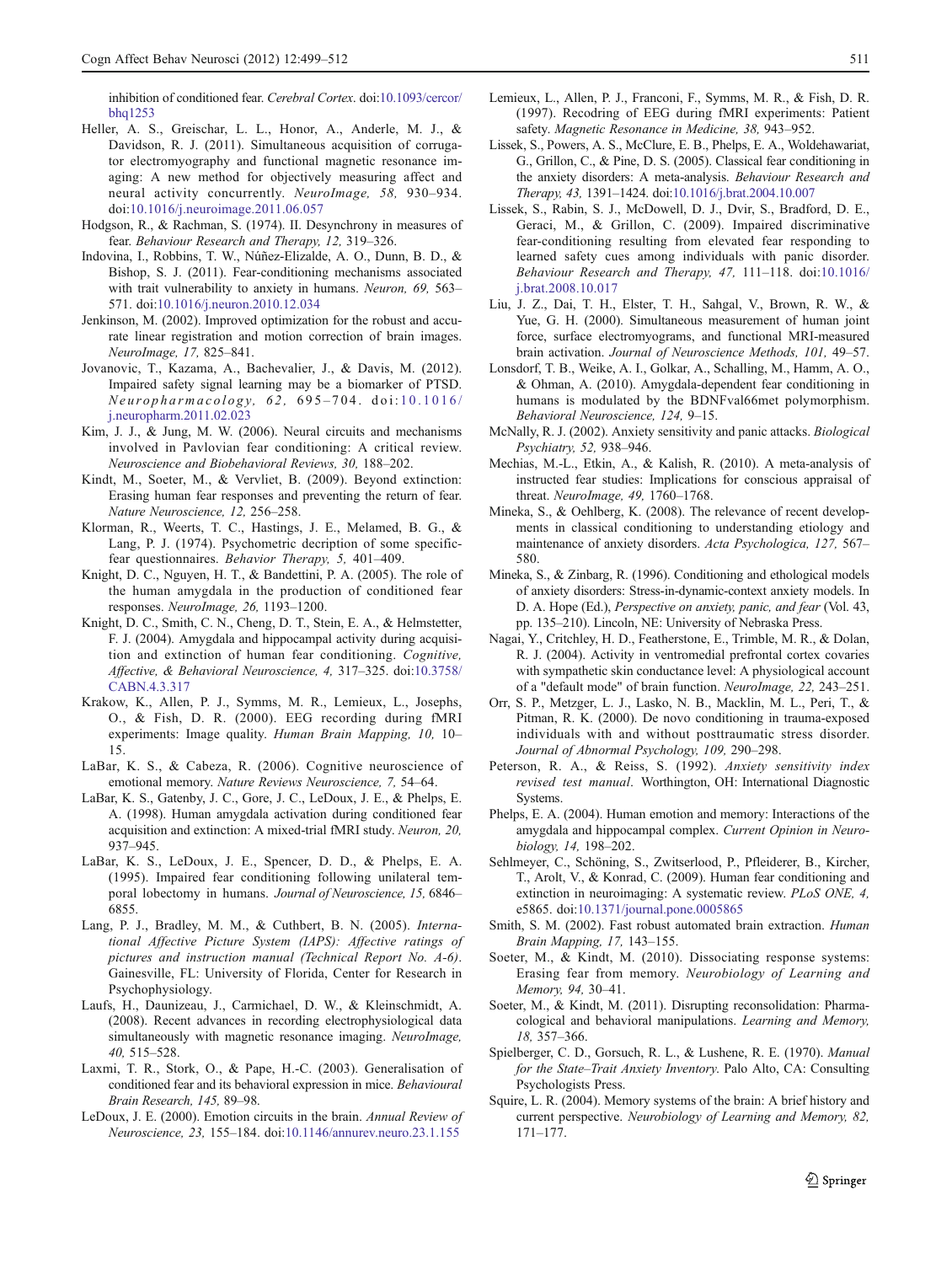inhibition of conditioned fear. *Cerebral Cortex*. doi:10.1093/cercor/bhq1253

Heller, A. S., Greischar, L. L., Honor, A., Anderle, M. J., & Davidson, R. J. (2011). Simultaneous acquisition of corrugator electromyography and functional magnetic resonance imaging: A new method for objectively measuring affect and neural activity concurrently. *NeuroImage, 58,* 930–934. doi:10.1016/j.neuroimage.2011.06.057

Hodgson, R., & Rachman, S. (1974). II. Desynchrony in measures of fear. *Behaviour Research and Therapy, 12,* 319–326.

Indovina, I., Robbins, T. W., Núñez-Elizalde, A. O., Dunn, B. D., & Bishop, S. J. (2011). Fear-conditioning mechanisms associated with trait vulnerability to anxiety in humans. *Neuron, 69,* 563–571. doi:10.1016/j.neuron.2010.12.034

Jenkinson, M. (2002). Improved optimization for the robust and accurate linear registration and motion correction of brain images. *NeuroImage, 17,* 825–841.

Jovanovic, T., Kazama, A., Bachevalier, J., & Davis, M. (2012). Impaired safety signal learning may be a biomarker of PTSD. *Neuropharmacology, 62,* 695–704. doi:10.1016/j.neuropharm.2011.02.023

Kim, J. J., & Jung, M. W. (2006). Neural circuits and mechanisms involved in Pavlovian fear conditioning: A critical review. *Neuroscience and Biobehavioral Reviews, 30,* 188–202.

Kindt, M., Soeter, M., & Vervliet, B. (2009). Beyond extinction: Erasing human fear responses and preventing the return of fear. *Nature Neuroscience, 12,* 256–258.

Klorman, R., Weerts, T. C., Hastings, J. E., Melamed, B. G., & Lang, P. J. (1974). Psychometric decription of some specific-fear questionnaires. *Behavior Therapy, 5,* 401–409.

Knight, D. C., Nguyen, H. T., & Bandettini, P. A. (2005). The role of the human amygdala in the production of conditioned fear responses. *NeuroImage, 26,* 1193–1200.

Knight, D. C., Smith, C. N., Cheng, D. T., Stein, E. A., & Helmstetter, F. J. (2004). Amygdala and hippocampal activity during acquisition and extinction of human fear conditioning. *Cognitive, Affective, & Behavioral Neuroscience, 4,* 317–325. doi:10.3758/CABN.4.3.317

Krakow, K., Allen, P. J., Symms, M. R., Lemieux, L., Josephs, O., & Fish, D. R. (2000). EEG recording during fMRI experiments: Image quality. *Human Brain Mapping, 10,* 10–15.

LaBar, K. S., & Cabeza, R. (2006). Cognitive neuroscience of emotional memory. *Nature Reviews Neuroscience, 7,* 54–64.

LaBar, K. S., Gatenby, J. C., Gore, J. C., LeDoux, J. E., & Phelps, E. A. (1998). Human amygdala activation during conditioned fear acquisition and extinction: A mixed-trial fMRI study. *Neuron, 20,* 937–945.

LaBar, K. S., LeDoux, J. E., Spencer, D. D., & Phelps, E. A. (1995). Impaired fear conditioning following unilateral temporal lobectomy in humans. *Journal of Neuroscience, 15,* 6846–6855.

Lang, P. J., Bradley, M. M., & Cuthbert, B. N. (2005). *International Affective Picture System (IAPS): Affective ratings of pictures and instruction manual (Technical Report No. A-6)*. Gainesville, FL: University of Florida, Center for Research in Psychophysiology.

Laufs, H., Daunizeau, J., Carmichael, D. W., & Kleinschmidt, A. (2008). Recent advances in recording electrophysiological data simultaneously with magnetic resonance imaging. *NeuroImage, 40,* 515–528.

Laxmi, T. R., Stork, O., & Pape, H.-C. (2003). Generalisation of conditioned fear and its behavioral expression in mice. *Behavioural Brain Research, 145,* 89–98.

LeDoux, J. E. (2000). Emotion circuits in the brain. *Annual Review of Neuroscience, 23,* 155–184. doi:10.1146/annurev.neuro.23.1.155

Lemieux, L., Allen, P. J., Franconi, F., Symms, M. R., & Fish, D. R. (1997). Recodring of EEG during fMRI experiments: Patient safety. *Magnetic Resonance in Medicine, 38,* 943–952.

Lissek, S., Powers, A. S., McClure, E. B., Phelps, E. A., Woldehawariat, G., Grillon, C., & Pine, D. S. (2005). Classical fear conditioning in the anxiety disorders: A meta-analysis. *Behaviour Research and Therapy, 43,* 1391–1424. doi:10.1016/j.brat.2004.10.007

Lissek, S., Rabin, S. J., McDowell, D. J., Dvir, S., Bradford, D. E., Geraci, M., & Grillon, C. (2009). Impaired discriminative fear-conditioning resulting from elevated fear responding to learned safety cues among individuals with panic disorder. *Behaviour Research and Therapy, 47,* 111–118. doi:10.1016/j.brat.2008.10.017

Liu, J. Z., Dai, T. H., Elster, T. H., Sahgal, V., Brown, R. W., & Yue, G. H. (2000). Simultaneous measurement of human joint force, surface electromyograms, and functional MRI-measured brain activation. *Journal of Neuroscience Methods, 101,* 49–57.

Lonsdorf, T. B., Weike, A. I., Golkar, A., Schalling, M., Hamm, A. O., & Ohman, A. (2010). Amygdala-dependent fear conditioning in humans is modulated by the BDNFval66met polymorphism. *Behavioral Neuroscience, 124,* 9–15.

McNally, R. J. (2002). Anxiety sensitivity and panic attacks. *Biological Psychiatry, 52,* 938–946.

Mechias, M.-L., Etkin, A., & Kalish, R. (2010). A meta-analysis of instructed fear studies: Implications for conscious appraisal of threat. *NeuroImage, 49,* 1760–1768.

Mineka, S., & Oehlberg, K. (2008). The relevance of recent developments in classical conditioning to understanding etiology and maintenance of anxiety disorders. *Acta Psychologica, 127,* 567–580.

Mineka, S., & Zinbarg, R. (1996). Conditioning and ethological models of anxiety disorders: Stress-in-dynamic-context anxiety models. In D. A. Hope (Ed.), *Perspective on anxiety, panic, and fear* (Vol. 43, pp. 135–210). Lincoln, NE: University of Nebraska Press.

Nagai, Y., Critchley, H. D., Featherstone, E., Trimble, M. R., & Dolan, R. J. (2004). Activity in ventromedial prefrontal cortex covaries with sympathetic skin conductance level: A physiological account of a "default mode" of brain function. *NeuroImage, 22,* 243–251.

Orr, S. P., Metzger, L. J., Lasko, N. B., Macklin, M. L., Peri, T., & Pitman, R. K. (2000). De novo conditioning in trauma-exposed individuals with and without posttraumatic stress disorder. *Journal of Abnormal Psychology, 109,* 290–298.

Peterson, R. A., & Reiss, S. (1992). *Anxiety sensitivity index revised test manual*. Worthington, OH: International Diagnostic Systems.

Phelps, E. A. (2004). Human emotion and memory: Interactions of the amygdala and hippocampal complex. *Current Opinion in Neurobiology, 14,* 198–202.

Sehlmeyer, C., Schöning, S., Zwitserlood, P., Pfleiderer, B., Kircher, T., Arolt, V., & Konrad, C. (2009). Human fear conditioning and extinction in neuroimaging: A systematic review. *PLoS ONE, 4,* e5865. doi:10.1371/journal.pone.0005865

Smith, S. M. (2002). Fast robust automated brain extraction. *Human Brain Mapping, 17,* 143–155.

Soeter, M., & Kindt, M. (2010). Dissociating response systems: Erasing fear from memory. *Neurobiology of Learning and Memory, 94,* 30–41.

Soeter, M., & Kindt, M. (2011). Disrupting reconsolidation: Pharmacological and behavioral manipulations. *Learning and Memory, 18,* 357–366.

Spielberger, C. D., Gorsuch, R. L., & Lushene, R. E. (1970). *Manual for the State–Trait Anxiety Inventory*. Palo Alto, CA: Consulting Psychologists Press.

Squire, L. R. (2004). Memory systems of the brain: A brief history and current perspective. *Neurobiology of Learning and Memory, 82,* 171–177.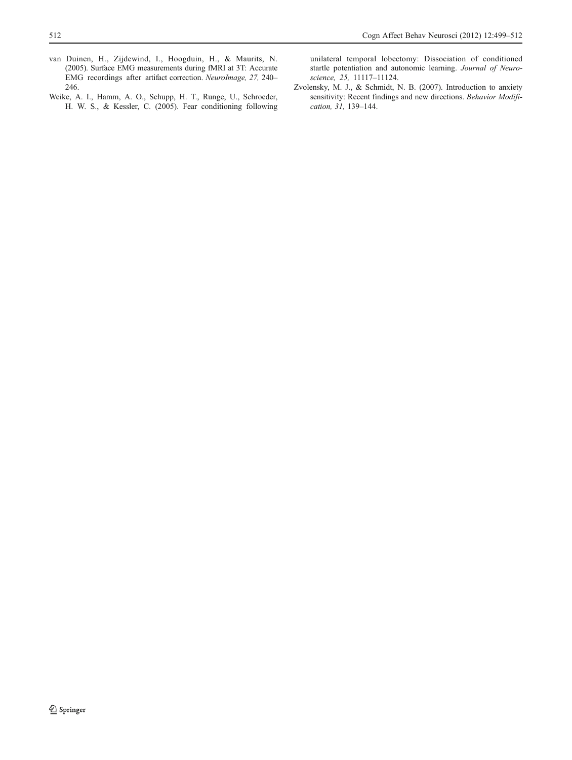van Duinen, H., Zijdewind, I., Hoogduin, H., & Maurits, N. (2005). Surface EMG measurements during fMRI at 3T: Accurate EMG recordings after artifact correction. *NeuroImage, 27,* 240–246.

Weike, A. I., Hamm, A. O., Schupp, H. T., Runge, U., Schroeder, H. W. S., & Kessler, C. (2005). Fear conditioning following unilateral temporal lobectomy: Dissociation of conditioned startle potentiation and autonomic learning. *Journal of Neuroscience, 25,* 11117–11124.

Zvolensky, M. J., & Schmidt, N. B. (2007). Introduction to anxiety sensitivity: Recent findings and new directions. *Behavior Modification, 31,* 139–144.